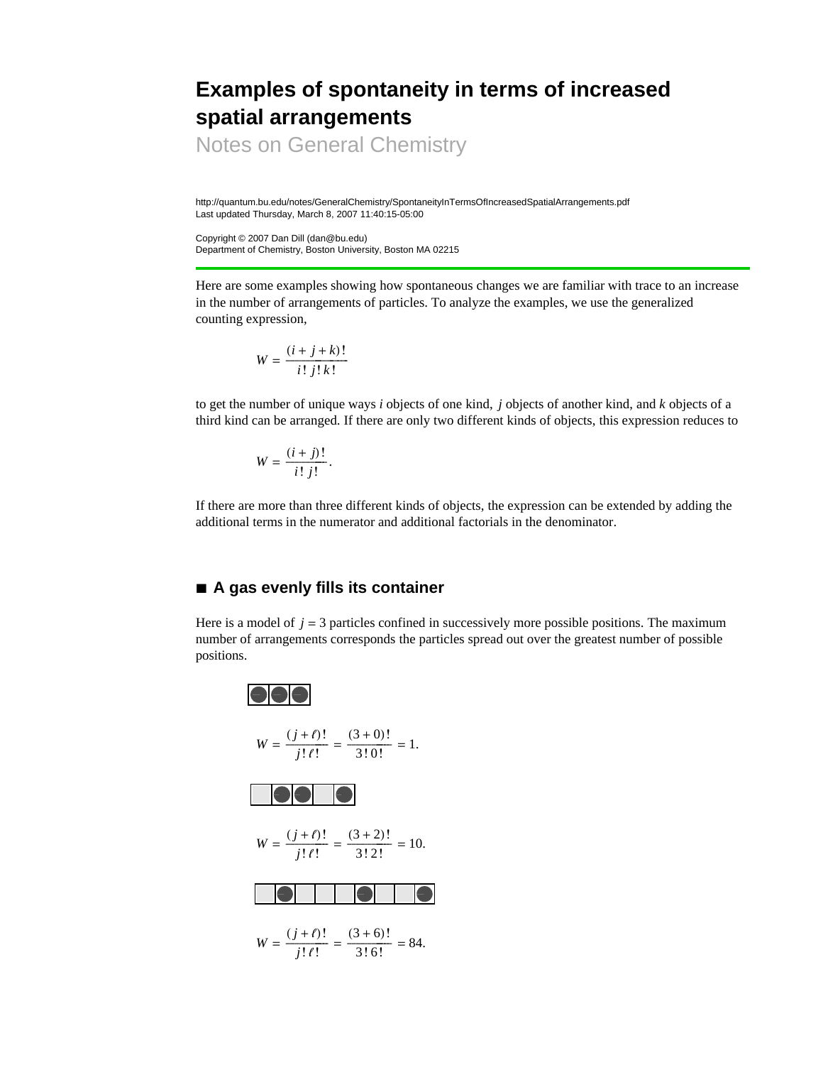# Examples of spontaneity in terms of increased spatial arrangements

Notes on General Chemistry

http://quantum.bu.edu/notes/GeneralChemistry/SpontaneityInTermsOfIncreasedSpatialArrangements.pdf
Last updated Thursday, March 8, 2007 11:40:15-05:00

Copyright © 2007 Dan Dill (dan@bu.edu)
Department of Chemistry, Boston University, Boston MA 02215

Here are some examples showing how spontaneous changes we are familiar with trace to an increase in the number of arrangements of particles. To analyze the examples, we use the generalized counting expression,

$$W = \frac{(i + j + k)!}{i!\, j!\, k!}$$

to get the number of unique ways $i$ objects of one kind, $j$ objects of another kind, and $k$ objects of a third kind can be arranged. If there are only two different kinds of objects, this expression reduces to

$$W = \frac{(i + j)!}{i!\, j!}.$$

If there are more than three different kinds of objects, the expression can be extended by adding the additional terms in the numerator and additional factorials in the denominator.

## ■ A gas evenly fills its container

Here is a model of $j = 3$ particles confined in successively more possible positions. The maximum number of arrangements corresponds the particles spread out over the greatest number of possible positions.

$$W = \frac{(j + \ell)!}{j!\, \ell!} = \frac{(3 + 0)!}{3!\, 0!} = 1.$$

$$W = \frac{(j + \ell)!}{j!\, \ell!} = \frac{(3 + 2)!}{3!\, 2!} = 10.$$

$$W = \frac{(j + \ell)!}{j!\, \ell!} = \frac{(3 + 6)!}{3!\, 6!} = 84.$$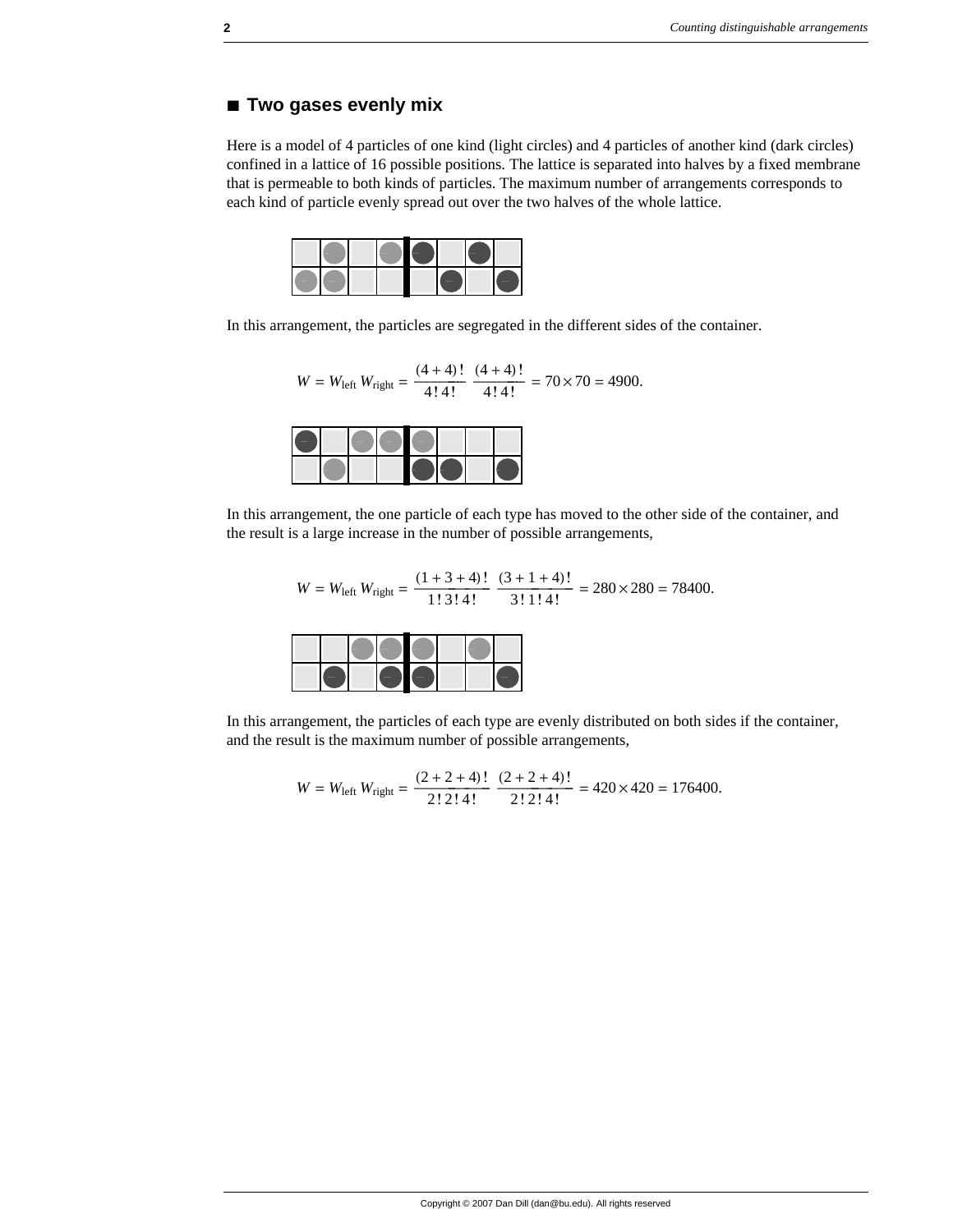## ■ Two gases evenly mix

Here is a model of 4 particles of one kind (light circles) and 4 particles of another kind (dark circles) confined in a lattice of 16 possible positions. The lattice is separated into halves by a fixed membrane that is permeable to both kinds of particles. The maximum number of arrangements corresponds to each kind of particle evenly spread out over the two halves of the whole lattice.

In this arrangement, the particles are segregated in the different sides of the container.

$$W = W_{\text{left}}\, W_{\text{right}} = \frac{(4+4)!}{4!\,4!}\;\frac{(4+4)!}{4!\,4!} = 70 \times 70 = 4900.$$

In this arrangement, the one particle of each type has moved to the other side of the container, and the result is a large increase in the number of possible arrangements,

$$W = W_{\text{left}}\, W_{\text{right}} = \frac{(1+3+4)!}{1!\,3!\,4!}\;\frac{(3+1+4)!}{3!\,1!\,4!} = 280 \times 280 = 78400.$$

In this arrangement, the particles of each type are evenly distributed on both sides if the container, and the result is the maximum number of possible arrangements,

$$W = W_{\text{left}}\, W_{\text{right}} = \frac{(2+2+4)!}{2!\,2!\,4!}\;\frac{(2+2+4)!}{2!\,2!\,4!} = 420 \times 420 = 176400.$$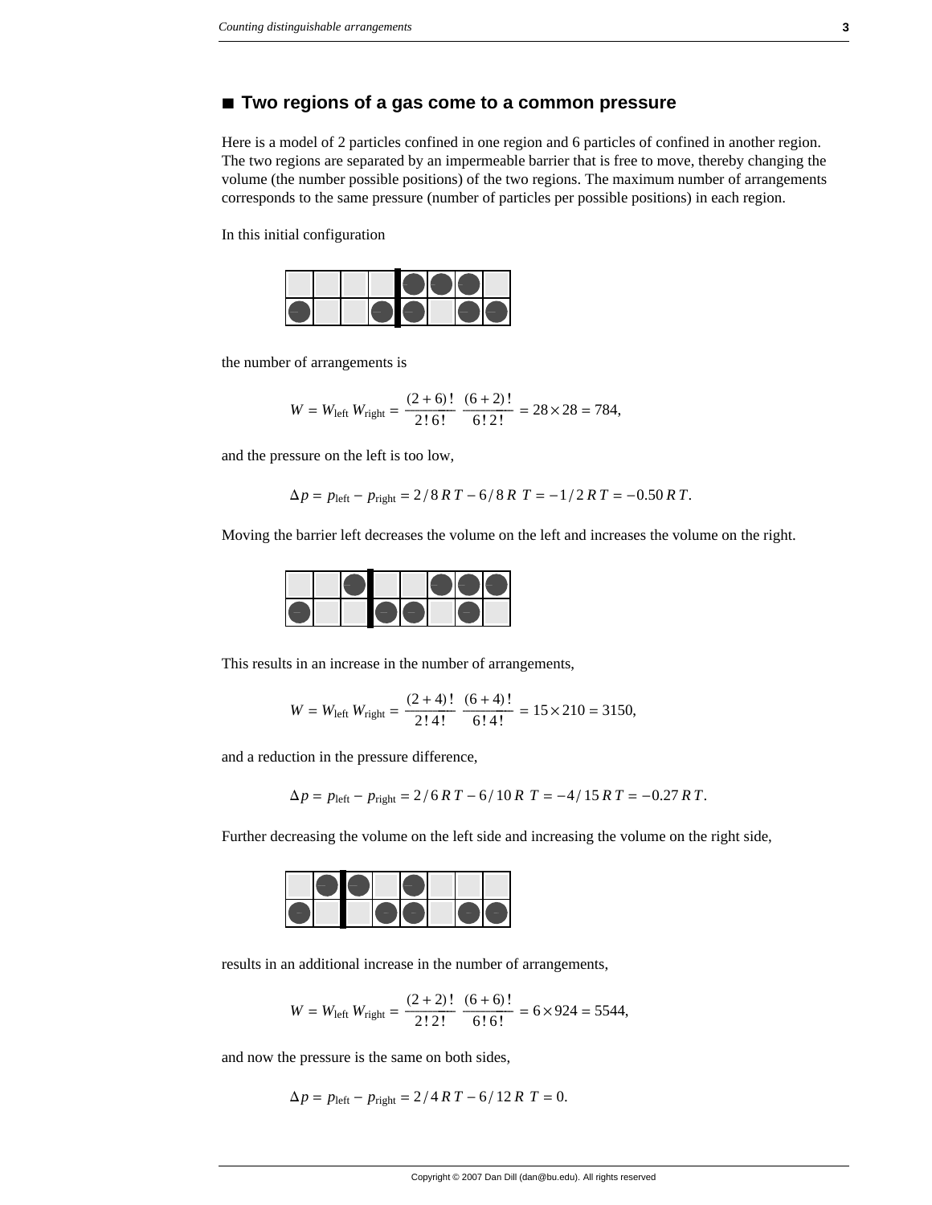## ■ Two regions of a gas come to a common pressure

Here is a model of 2 particles confined in one region and 6 particles of confined in another region. The two regions are separated by an impermeable barrier that is free to move, thereby changing the volume (the number possible positions) of the two regions. The maximum number of arrangements corresponds to the same pressure (number of particles per possible positions) in each region.

In this initial configuration

the number of arrangements is

$$W = W_{\text{left}} W_{\text{right}} = \frac{(2+6)!}{2!\,6!} \frac{(6+2)!}{6!\,2!} = 28 \times 28 = 784,$$

and the pressure on the left is too low,

$$\Delta p = p_{\text{left}} - p_{\text{right}} = 2/8\,R\,T - 6/8\,R\,T = -1/2\,R\,T = -0.50\,R\,T.$$

Moving the barrier left decreases the volume on the left and increases the volume on the right.

This results in an increase in the number of arrangements,

$$W = W_{\text{left}} W_{\text{right}} = \frac{(2+4)!}{2!\,4!} \frac{(6+4)!}{6!\,4!} = 15 \times 210 = 3150,$$

and a reduction in the pressure difference,

$$\Delta p = p_{\text{left}} - p_{\text{right}} = 2/6\,R\,T - 6/10\,R\,T = -4/15\,R\,T = -0.27\,R\,T.$$

Further decreasing the volume on the left side and increasing the volume on the right side,

results in an additional increase in the number of arrangements,

$$W = W_{\text{left}} W_{\text{right}} = \frac{(2+2)!}{2!\,2!} \frac{(6+6)!}{6!\,6!} = 6 \times 924 = 5544,$$

and now the pressure is the same on both sides,

$$\Delta p = p_{\text{left}} - p_{\text{right}} = 2/4\,R\,T - 6/12\,R\,T = 0.$$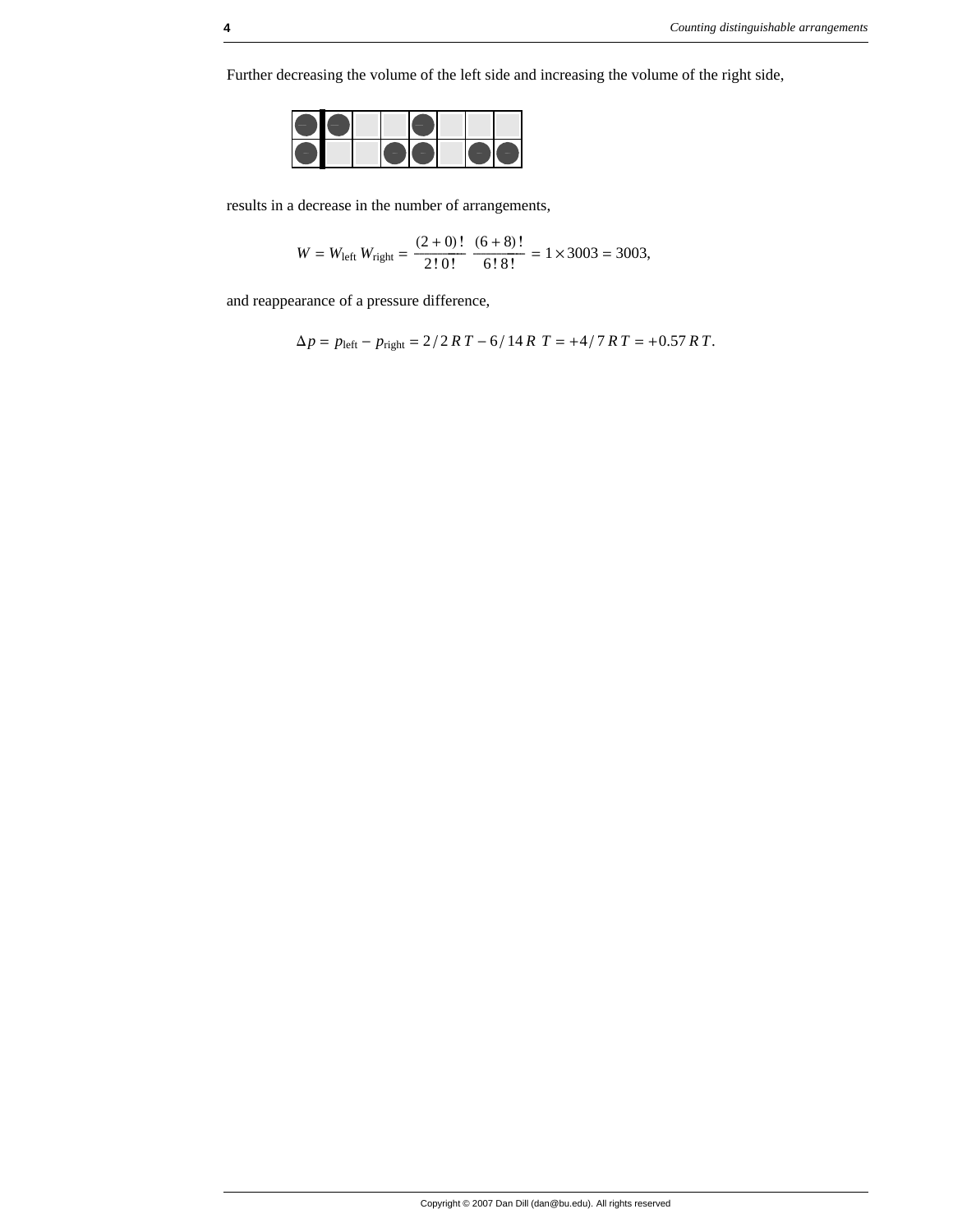Further decreasing the volume of the left side and increasing the volume of the right side,

results in a decrease in the number of arrangements,

$$W = W_{\text{left}}\, W_{\text{right}} = \frac{(2+0)!}{2!\,0!}\,\frac{(6+8)!}{6!\,8!} = 1 \times 3003 = 3003,$$

and reappearance of a pressure difference,

$$\Delta p = p_{\text{left}} - p_{\text{right}} = 2/2\, R\, T - 6/14\, R\ T = +4/7\, R\, T = +0.57\, R\, T.$$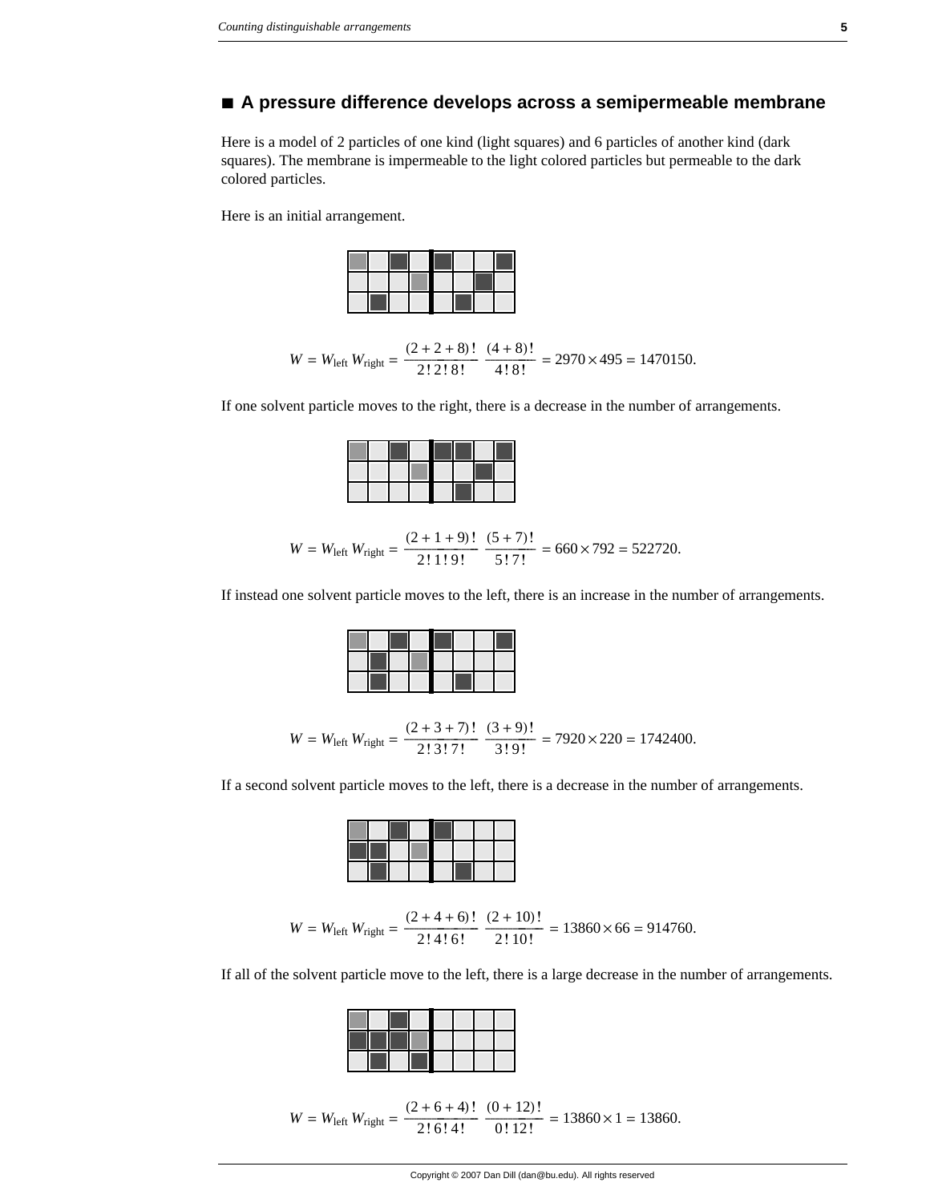## ■ A pressure difference develops across a semipermeable membrane

Here is a model of 2 particles of one kind (light squares) and 6 particles of another kind (dark squares). The membrane is impermeable to the light colored particles but permeable to the dark colored particles.

Here is an initial arrangement.

$$W = W_{\text{left}}\, W_{\text{right}} = \frac{(2+2+8)!}{2!\,2!\,8!}\ \frac{(4+8)!}{4!\,8!} = 2970 \times 495 = 1470150.$$

If one solvent particle moves to the right, there is a decrease in the number of arrangements.

$$W = W_{\text{left}}\, W_{\text{right}} = \frac{(2+1+9)!}{2!\,1!\,9!}\ \frac{(5+7)!}{5!\,7!} = 660 \times 792 = 522720.$$

If instead one solvent particle moves to the left, there is an increase in the number of arrangements.

$$W = W_{\text{left}}\, W_{\text{right}} = \frac{(2+3+7)!}{2!\,3!\,7!}\ \frac{(3+9)!}{3!\,9!} = 7920 \times 220 = 1742400.$$

If a second solvent particle moves to the left, there is a decrease in the number of arrangements.

$$W = W_{\text{left}}\, W_{\text{right}} = \frac{(2+4+6)!}{2!\,4!\,6!}\ \frac{(2+10)!}{2!\,10!} = 13860 \times 66 = 914760.$$

If all of the solvent particle move to the left, there is a large decrease in the number of arrangements.

$$W = W_{\text{left}}\, W_{\text{right}} = \frac{(2+6+4)!}{2!\,6!\,4!}\ \frac{(0+12)!}{0!\,12!} = 13860 \times 1 = 13860.$$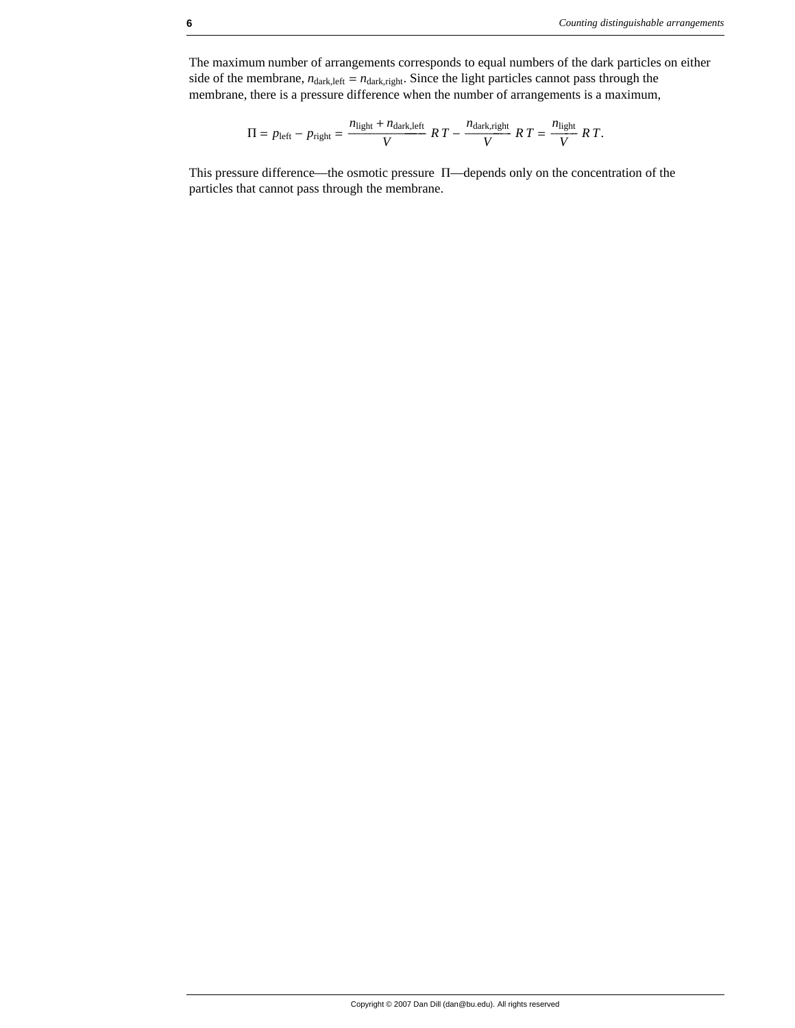The maximum number of arrangements corresponds to equal numbers of the dark particles on either side of the membrane, $n_{\text{dark,left}} = n_{\text{dark,right}}$. Since the light particles cannot pass through the membrane, there is a pressure difference when the number of arrangements is a maximum,

$$\Pi = p_{\text{left}} - p_{\text{right}} = \frac{n_{\text{light}} + n_{\text{dark,left}}}{V} R\,T - \frac{n_{\text{dark,right}}}{V} R\,T = \frac{n_{\text{light}}}{V} R\,T.$$

This pressure difference—the osmotic pressure $\Pi$—depends only on the concentration of the particles that cannot pass through the membrane.